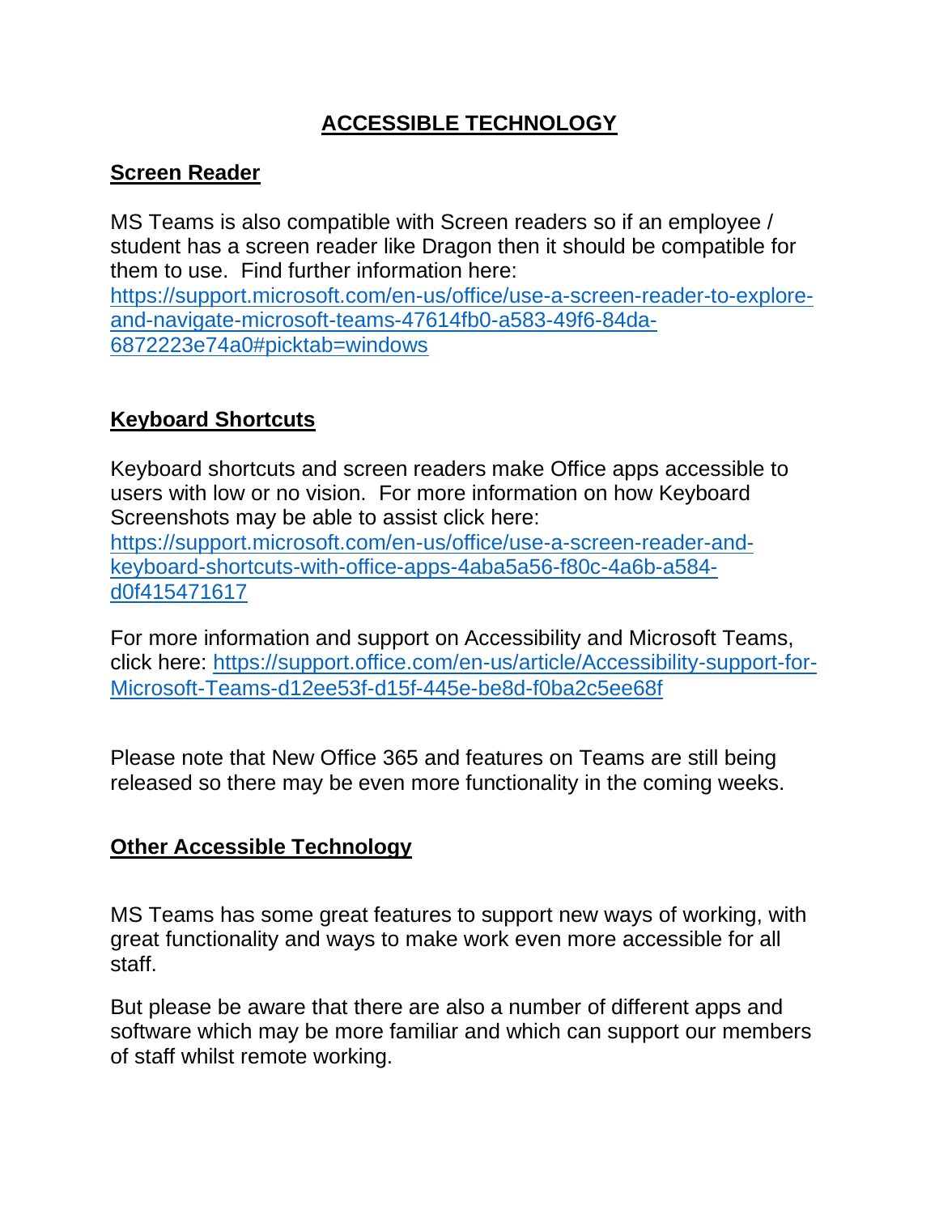# ACCESSIBLE TECHNOLOGY

## Screen Reader

MS Teams is also compatible with Screen readers so if an employee / student has a screen reader like Dragon then it should be compatible for them to use. Find further information here: https://support.microsoft.com/en-us/office/use-a-screen-reader-to-explore-and-navigate-microsoft-teams-47614fb0-a583-49f6-84da-6872223e74a0#picktab=windows

## Keyboard Shortcuts

Keyboard shortcuts and screen readers make Office apps accessible to users with low or no vision. For more information on how Keyboard Screenshots may be able to assist click here: https://support.microsoft.com/en-us/office/use-a-screen-reader-and-keyboard-shortcuts-with-office-apps-4aba5a56-f80c-4a6b-a584-d0f415471617

For more information and support on Accessibility and Microsoft Teams, click here: https://support.office.com/en-us/article/Accessibility-support-for-Microsoft-Teams-d12ee53f-d15f-445e-be8d-f0ba2c5ee68f

Please note that New Office 365 and features on Teams are still being released so there may be even more functionality in the coming weeks.

## Other Accessible Technology

MS Teams has some great features to support new ways of working, with great functionality and ways to make work even more accessible for all staff.

But please be aware that there are also a number of different apps and software which may be more familiar and which can support our members of staff whilst remote working.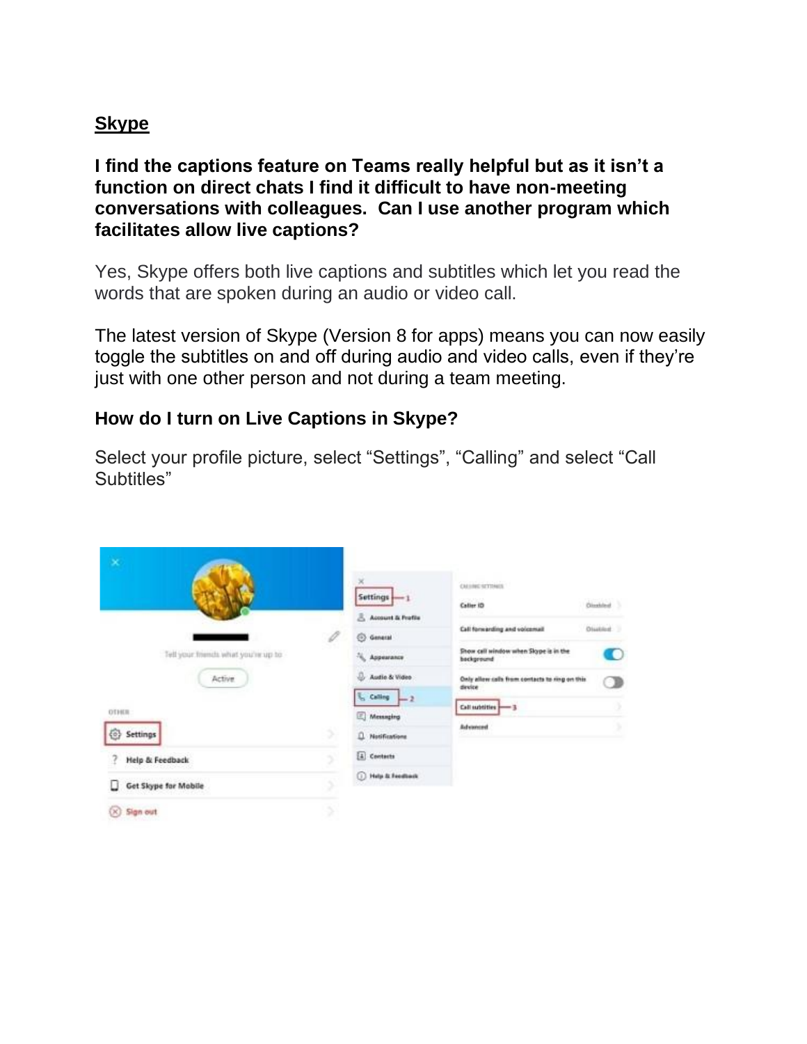**Skype**

**I find the captions feature on Teams really helpful but as it isn't a function on direct chats I find it difficult to have non-meeting conversations with colleagues. Can I use another program which facilitates allow live captions?**

Yes, Skype offers both live captions and subtitles which let you read the words that are spoken during an audio or video call.

The latest version of Skype (Version 8 for apps) means you can now easily toggle the subtitles on and off during audio and video calls, even if they're just with one other person and not during a team meeting.

**How do I turn on Live Captions in Skype?**

Select your profile picture, select "Settings", "Calling" and select "Call Subtitles"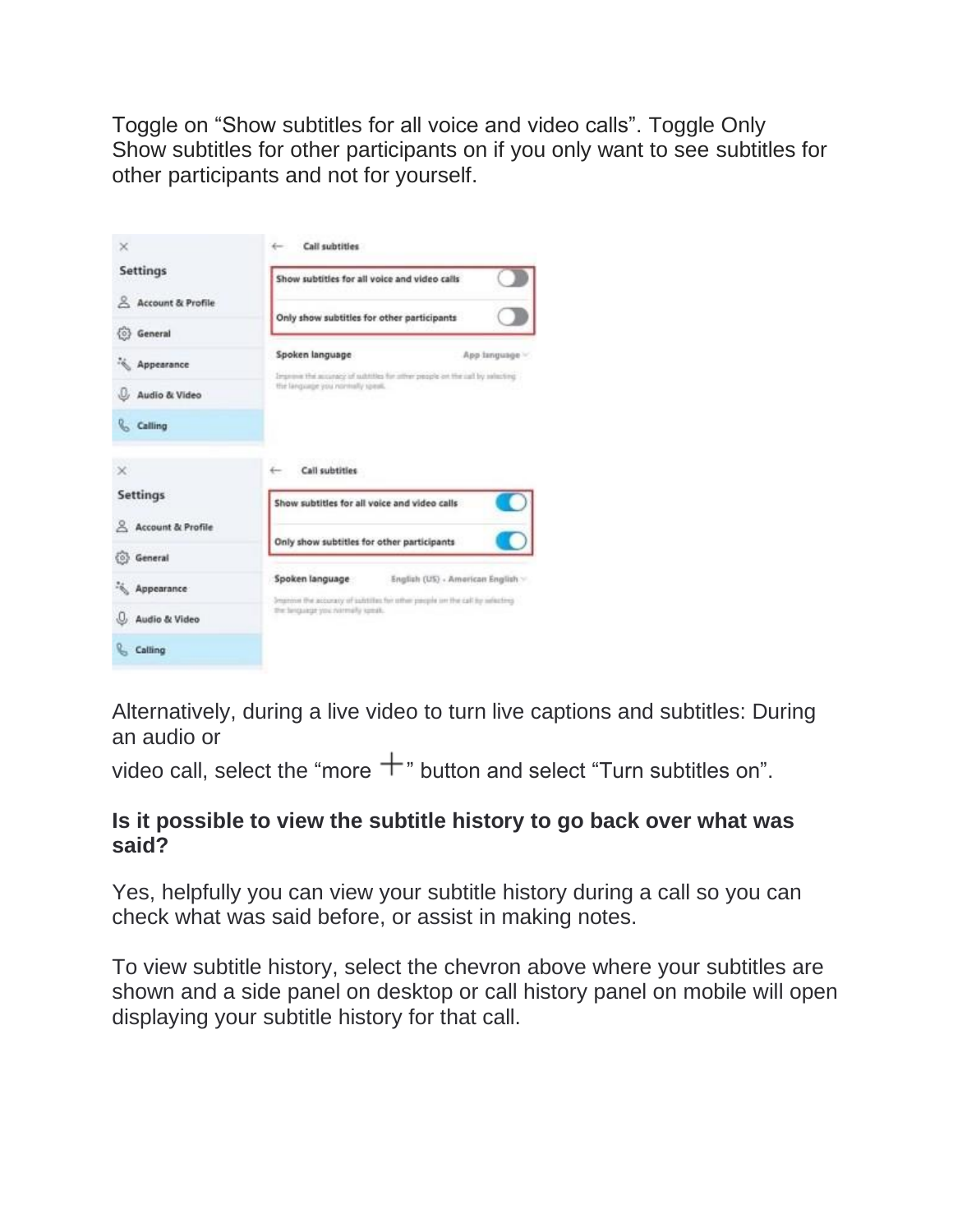Toggle on “Show subtitles for all voice and video calls”. Toggle Only Show subtitles for other participants on if you only want to see subtitles for other participants and not for yourself.

Alternatively, during a live video to turn live captions and subtitles: During an audio or

video call, select the “more +” button and select “Turn subtitles on”.

**Is it possible to view the subtitle history to go back over what was said?**

Yes, helpfully you can view your subtitle history during a call so you can check what was said before, or assist in making notes.

To view subtitle history, select the chevron above where your subtitles are shown and a side panel on desktop or call history panel on mobile will open displaying your subtitle history for that call.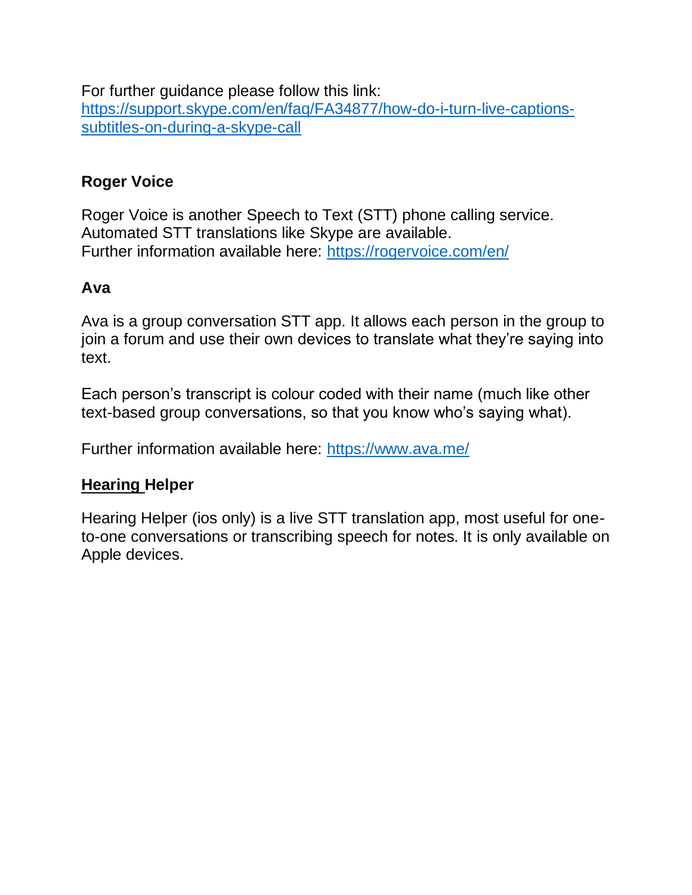For further guidance please follow this link:
https://support.skype.com/en/faq/FA34877/how-do-i-turn-live-captions-subtitles-on-during-a-skype-call

**Roger Voice**

Roger Voice is another Speech to Text (STT) phone calling service. Automated STT translations like Skype are available.
Further information available here: https://rogervoice.com/en/

**Ava**

Ava is a group conversation STT app. It allows each person in the group to join a forum and use their own devices to translate what they're saying into text.

Each person's transcript is colour coded with their name (much like other text-based group conversations, so that you know who's saying what).

Further information available here: https://www.ava.me/

**Hearing Helper**

Hearing Helper (ios only) is a live STT translation app, most useful for one-to-one conversations or transcribing speech for notes. It is only available on Apple devices.